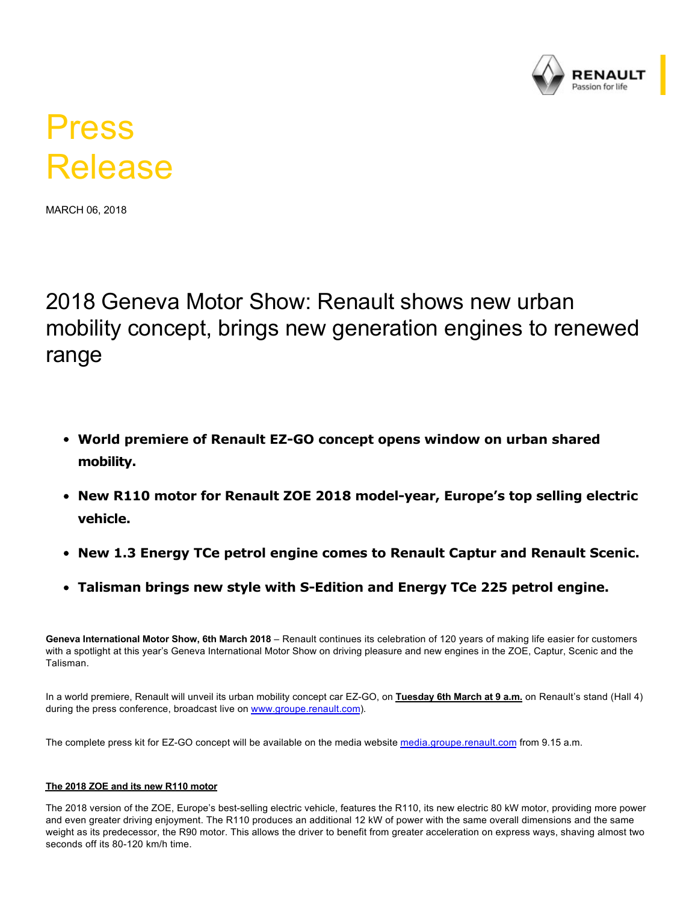# Press Release

MARCH 06, 2018

## 2018 Geneva Motor Show: Renault shows new urban mobility concept, brings new generation engines to renewed range

- **World premiere of Renault EZ-GO concept opens window on urban shared mobility.**
- **New R110 motor for Renault ZOE 2018 model-year, Europe's top selling electric vehicle.**
- **New 1.3 Energy TCe petrol engine comes to Renault Captur and Renault Scenic.**
- **Talisman brings new style with S-Edition and Energy TCe 225 petrol engine.**

**Geneva International Motor Show, 6th March 2018** – Renault continues its celebration of 120 years of making life easier for customers with a spotlight at this year's Geneva International Motor Show on driving pleasure and new engines in the ZOE, Captur, Scenic and the Talisman.

In a world premiere, Renault will unveil its urban mobility concept car EZ-GO, on **Tuesday 6th March at 9 a.m.** on Renault's stand (Hall 4) during the press conference, broadcast live on www.groupe.renault.com).

The complete press kit for EZ-GO concept will be available on the media website media.groupe.renault.com from 9.15 a.m.

**The 2018 ZOE and its new R110 motor**

The 2018 version of the ZOE, Europe's best-selling electric vehicle, features the R110, its new electric 80 kW motor, providing more power and even greater driving enjoyment. The R110 produces an additional 12 kW of power with the same overall dimensions and the same weight as its predecessor, the R90 motor. This allows the driver to benefit from greater acceleration on express ways, shaving almost two seconds off its 80-120 km/h time.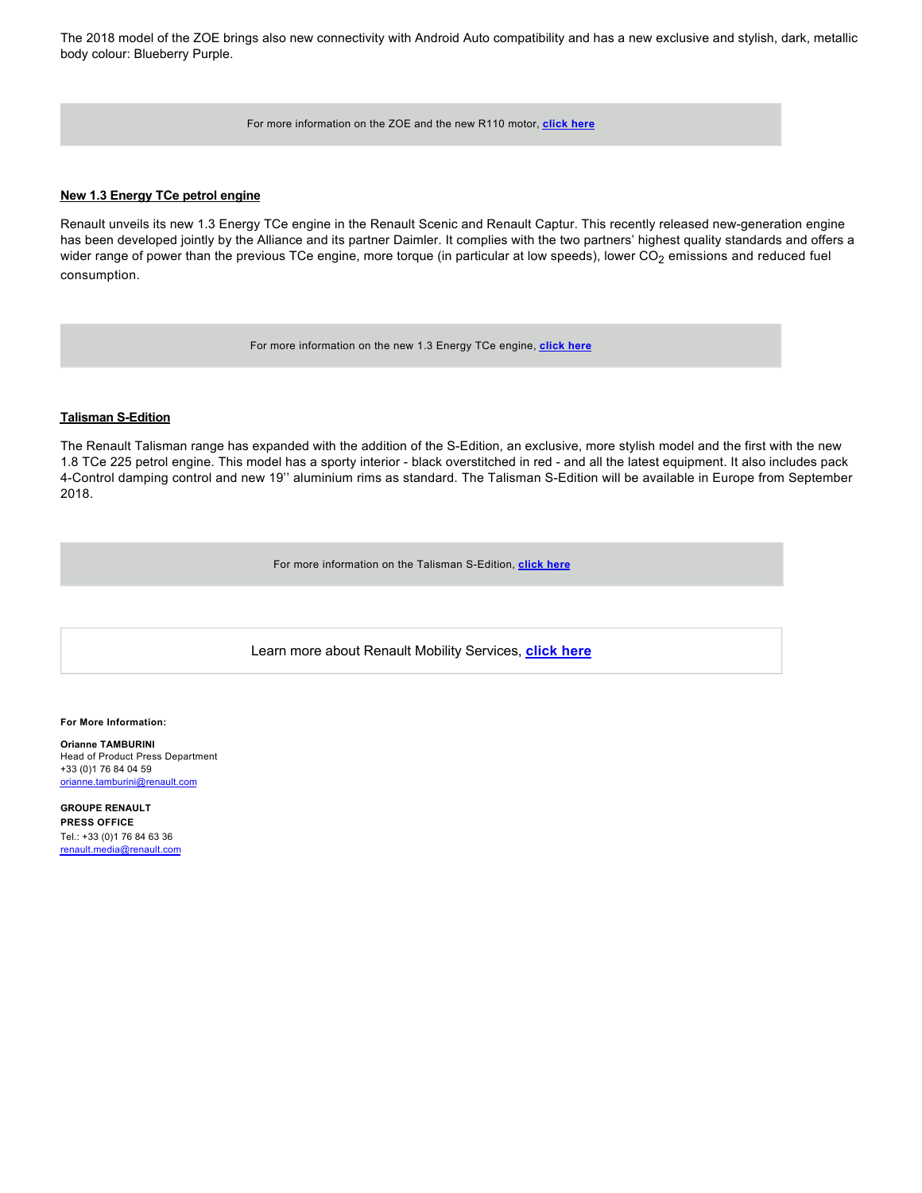The 2018 model of the ZOE brings also new connectivity with Android Auto compatibility and has a new exclusive and stylish, dark, metallic body colour: Blueberry Purple.

For more information on the ZOE and the new R110 motor, **click here**

## New 1.3 Energy TCe petrol engine

Renault unveils its new 1.3 Energy TCe engine in the Renault Scenic and Renault Captur. This recently released new-generation engine has been developed jointly by the Alliance and its partner Daimler. It complies with the two partners' highest quality standards and offers a wider range of power than the previous TCe engine, more torque (in particular at low speeds), lower $CO_2$ emissions and reduced fuel consumption.

For more information on the new 1.3 Energy TCe engine, **click here**

## Talisman S-Edition

The Renault Talisman range has expanded with the addition of the S-Edition, an exclusive, more stylish model and the first with the new 1.8 TCe 225 petrol engine. This model has a sporty interior - black overstitched in red - and all the latest equipment. It also includes pack 4-Control damping control and new 19'' aluminium rims as standard. The Talisman S-Edition will be available in Europe from September 2018.

For more information on the Talisman S-Edition, **click here**

Learn more about Renault Mobility Services, **click here**

**For More Information:**

**Orianne TAMBURINI**
Head of Product Press Department
+33 (0)1 76 84 04 59
orianne.tamburini@renault.com

**GROUPE RENAULT**
**PRESS OFFICE**
Tel.: +33 (0)1 76 84 63 36
renault.media@renault.com